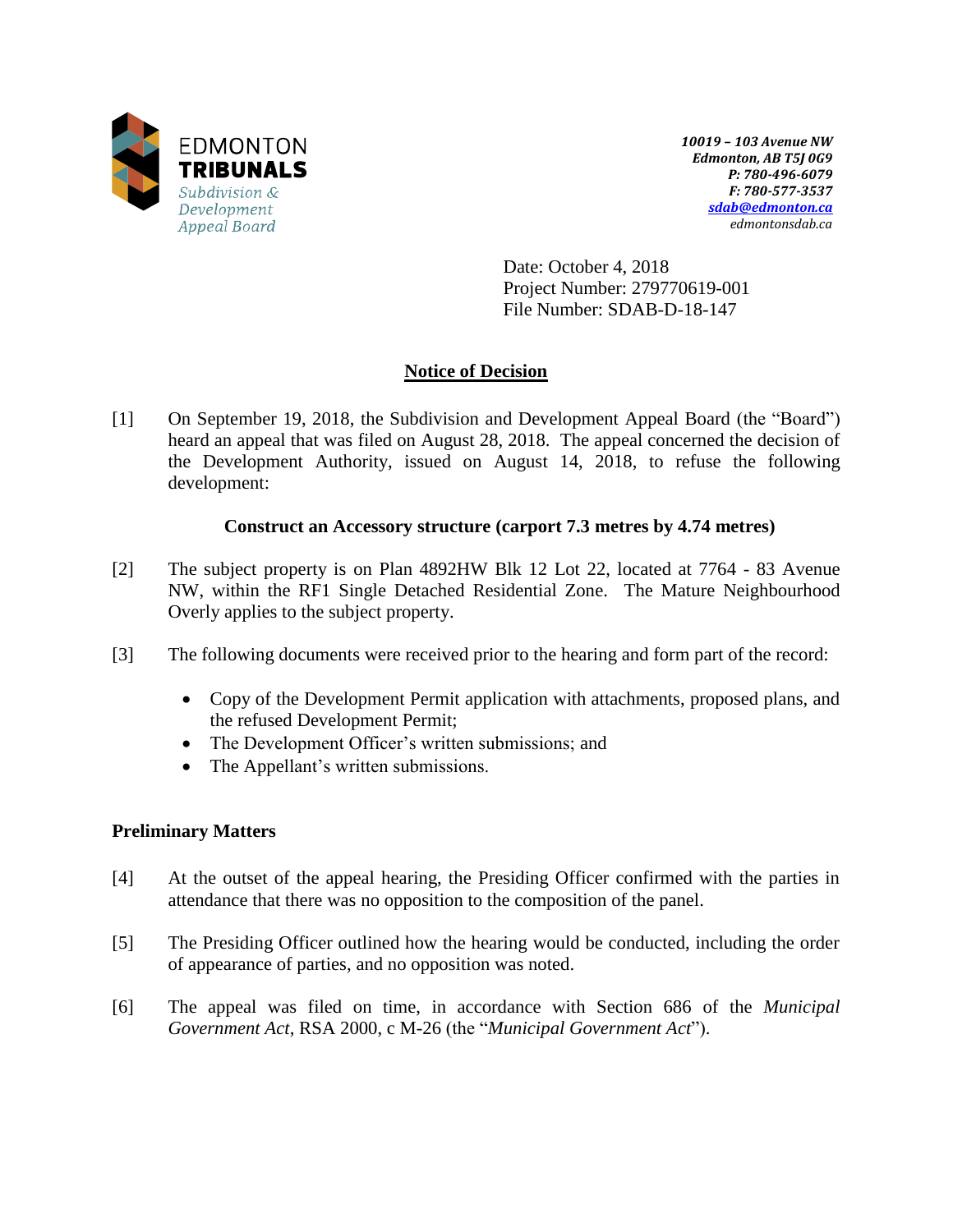EDMONTON
**TRIBUNALS**
*Subdivision & Development Appeal Board*

***10019 – 103 Avenue NW***
***Edmonton, AB T5J 0G9***
***P: 780-496-6079***
***F: 780-577-3537***
***sdab@edmonton.ca***
*edmontonsdab.ca*

Date: October 4, 2018
Project Number: 279770619-001
File Number: SDAB-D-18-147

# Notice of Decision

[1] On September 19, 2018, the Subdivision and Development Appeal Board (the "Board") heard an appeal that was filed on August 28, 2018. The appeal concerned the decision of the Development Authority, issued on August 14, 2018, to refuse the following development:

**Construct an Accessory structure (carport 7.3 metres by 4.74 metres)**

[2] The subject property is on Plan 4892HW Blk 12 Lot 22, located at 7764 - 83 Avenue NW, within the RF1 Single Detached Residential Zone. The Mature Neighbourhood Overly applies to the subject property.

[3] The following documents were received prior to the hearing and form part of the record:

- Copy of the Development Permit application with attachments, proposed plans, and the refused Development Permit;
- The Development Officer's written submissions; and
- The Appellant's written submissions.

## Preliminary Matters

[4] At the outset of the appeal hearing, the Presiding Officer confirmed with the parties in attendance that there was no opposition to the composition of the panel.

[5] The Presiding Officer outlined how the hearing would be conducted, including the order of appearance of parties, and no opposition was noted.

[6] The appeal was filed on time, in accordance with Section 686 of the *Municipal Government Act*, RSA 2000, c M-26 (the "*Municipal Government Act*").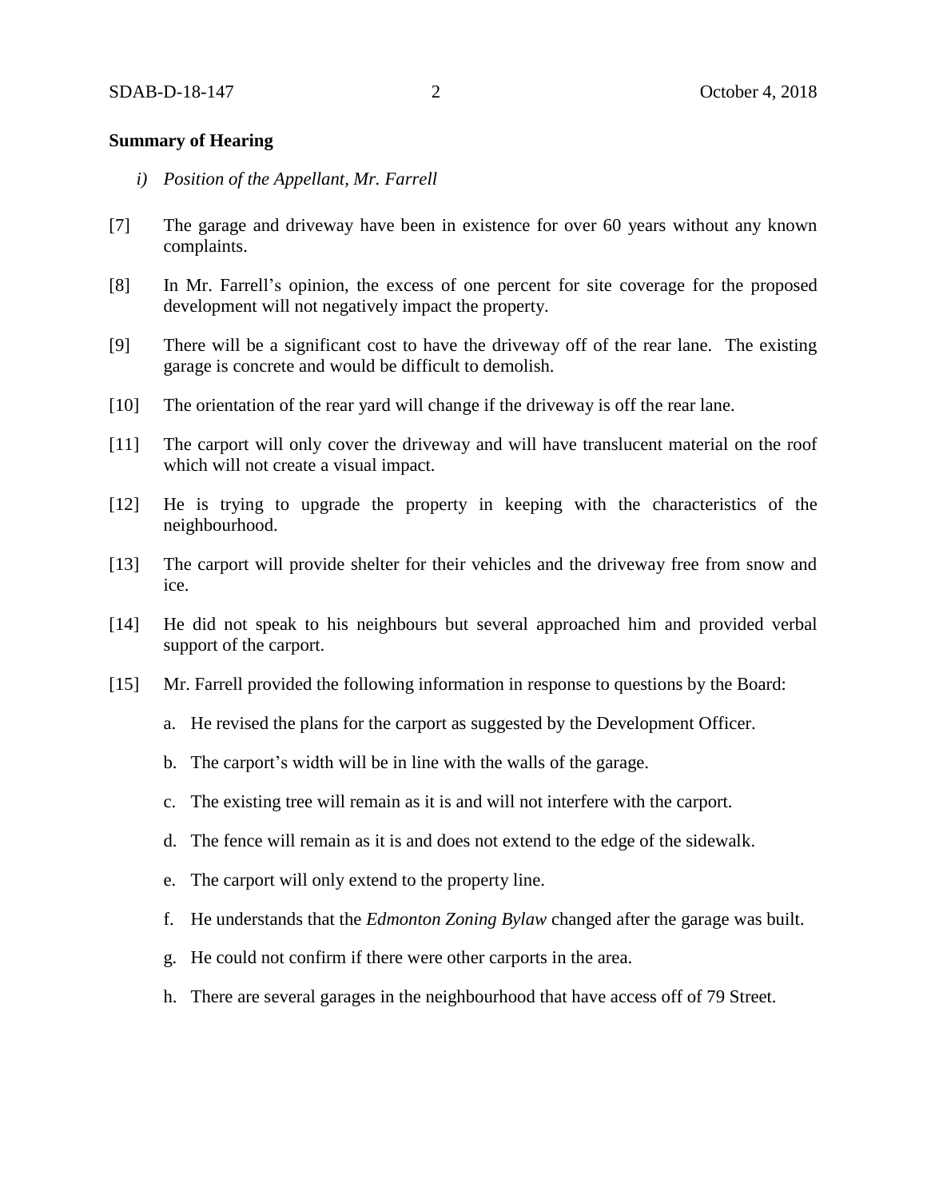**Summary of Hearing**

*i) Position of the Appellant, Mr. Farrell*

[7] The garage and driveway have been in existence for over 60 years without any known complaints.

[8] In Mr. Farrell's opinion, the excess of one percent for site coverage for the proposed development will not negatively impact the property.

[9] There will be a significant cost to have the driveway off of the rear lane. The existing garage is concrete and would be difficult to demolish.

[10] The orientation of the rear yard will change if the driveway is off the rear lane.

[11] The carport will only cover the driveway and will have translucent material on the roof which will not create a visual impact.

[12] He is trying to upgrade the property in keeping with the characteristics of the neighbourhood.

[13] The carport will provide shelter for their vehicles and the driveway free from snow and ice.

[14] He did not speak to his neighbours but several approached him and provided verbal support of the carport.

[15] Mr. Farrell provided the following information in response to questions by the Board:

a. He revised the plans for the carport as suggested by the Development Officer.

b. The carport's width will be in line with the walls of the garage.

c. The existing tree will remain as it is and will not interfere with the carport.

d. The fence will remain as it is and does not extend to the edge of the sidewalk.

e. The carport will only extend to the property line.

f. He understands that the *Edmonton Zoning Bylaw* changed after the garage was built.

g. He could not confirm if there were other carports in the area.

h. There are several garages in the neighbourhood that have access off of 79 Street.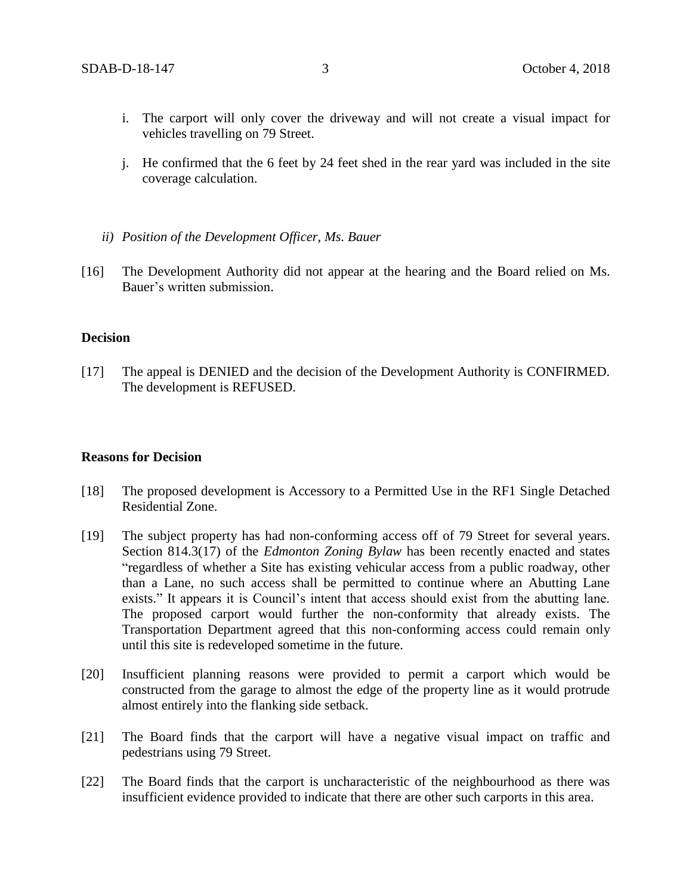i. The carport will only cover the driveway and will not create a visual impact for vehicles travelling on 79 Street.

j. He confirmed that the 6 feet by 24 feet shed in the rear yard was included in the site coverage calculation.

*ii) Position of the Development Officer, Ms. Bauer*

[16] The Development Authority did not appear at the hearing and the Board relied on Ms. Bauer's written submission.

**Decision**

[17] The appeal is DENIED and the decision of the Development Authority is CONFIRMED. The development is REFUSED.

**Reasons for Decision**

[18] The proposed development is Accessory to a Permitted Use in the RF1 Single Detached Residential Zone.

[19] The subject property has had non-conforming access off of 79 Street for several years. Section 814.3(17) of the *Edmonton Zoning Bylaw* has been recently enacted and states "regardless of whether a Site has existing vehicular access from a public roadway, other than a Lane, no such access shall be permitted to continue where an Abutting Lane exists." It appears it is Council's intent that access should exist from the abutting lane. The proposed carport would further the non-conformity that already exists. The Transportation Department agreed that this non-conforming access could remain only until this site is redeveloped sometime in the future.

[20] Insufficient planning reasons were provided to permit a carport which would be constructed from the garage to almost the edge of the property line as it would protrude almost entirely into the flanking side setback.

[21] The Board finds that the carport will have a negative visual impact on traffic and pedestrians using 79 Street.

[22] The Board finds that the carport is uncharacteristic of the neighbourhood as there was insufficient evidence provided to indicate that there are other such carports in this area.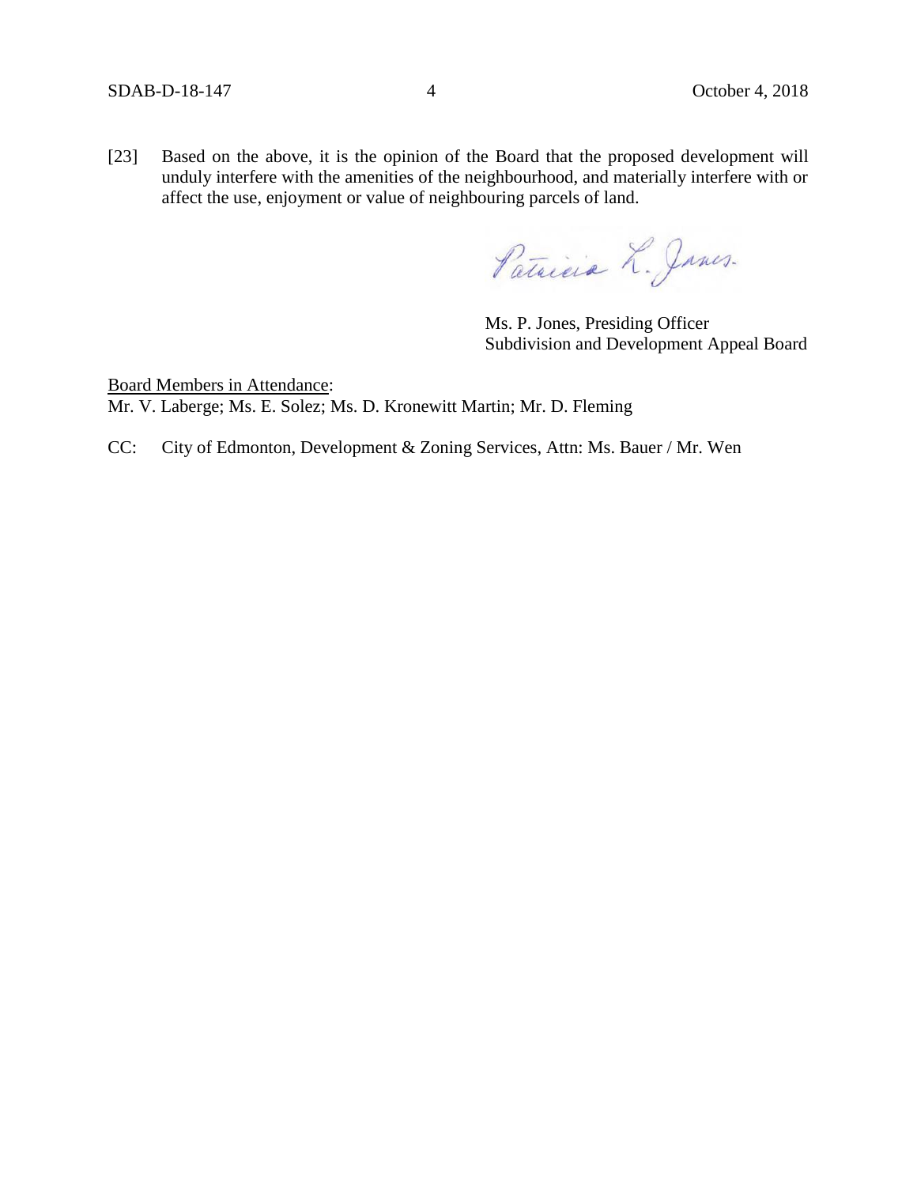[23] Based on the above, it is the opinion of the Board that the proposed development will unduly interfere with the amenities of the neighbourhood, and materially interfere with or affect the use, enjoyment or value of neighbouring parcels of land.

Patricia L. Jones

Ms. P. Jones, Presiding Officer
Subdivision and Development Appeal Board

Board Members in Attendance:
Mr. V. Laberge; Ms. E. Solez; Ms. D. Kronewitt Martin; Mr. D. Fleming

CC: City of Edmonton, Development & Zoning Services, Attn: Ms. Bauer / Mr. Wen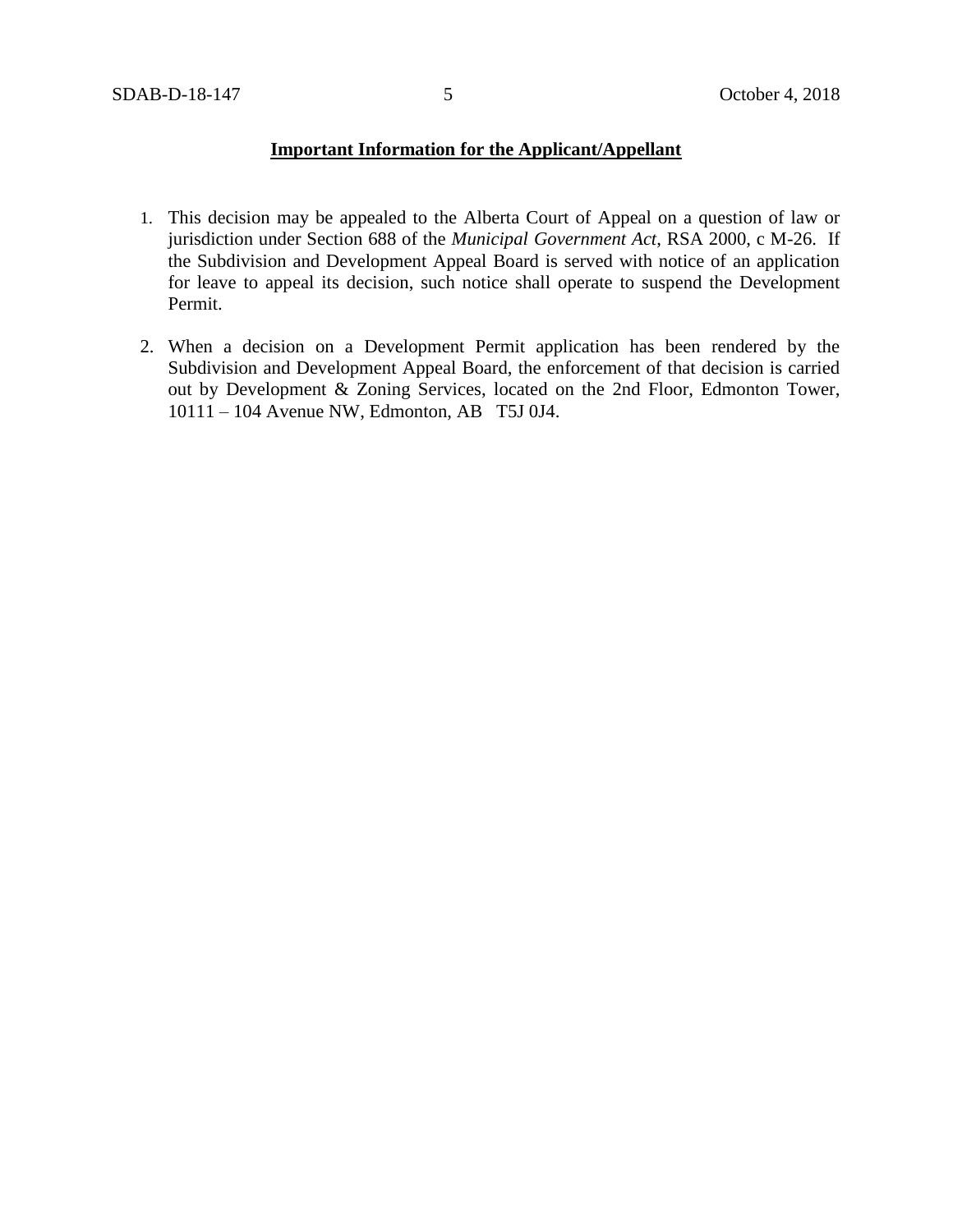**Important Information for the Applicant/Appellant**

1. This decision may be appealed to the Alberta Court of Appeal on a question of law or jurisdiction under Section 688 of the *Municipal Government Act*, RSA 2000, c M-26. If the Subdivision and Development Appeal Board is served with notice of an application for leave to appeal its decision, such notice shall operate to suspend the Development Permit.

2. When a decision on a Development Permit application has been rendered by the Subdivision and Development Appeal Board, the enforcement of that decision is carried out by Development & Zoning Services, located on the 2nd Floor, Edmonton Tower, 10111 – 104 Avenue NW, Edmonton, AB T5J 0J4.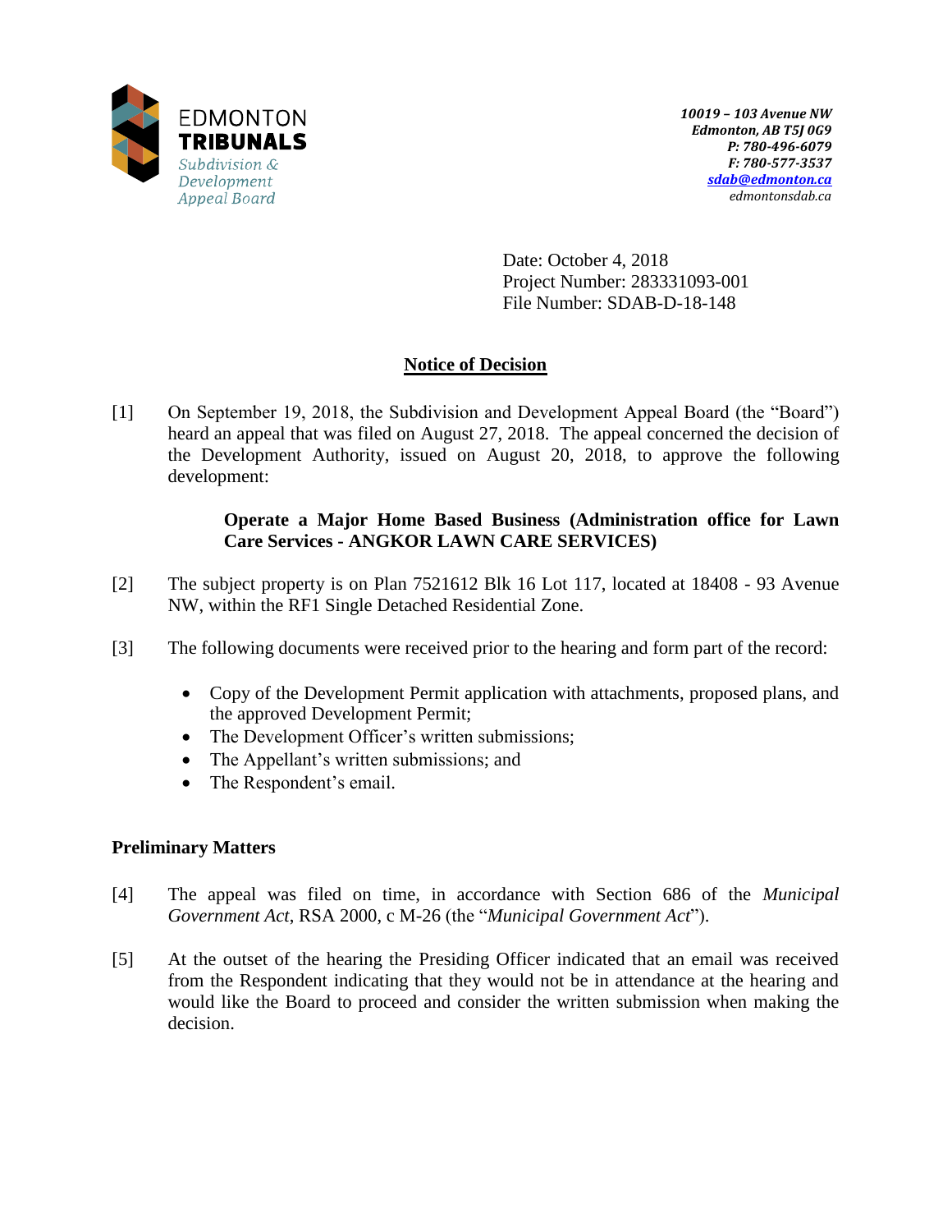EDMONTON
**TRIBUNALS**
*Subdivision & Development Appeal Board*

***10019 – 103 Avenue NW***
***Edmonton, AB T5J 0G9***
***P: 780-496-6079***
***F: 780-577-3537***
***sdab@edmonton.ca***
*edmontonsdab.ca*

Date: October 4, 2018
Project Number: 283331093-001
File Number: SDAB-D-18-148

## Notice of Decision

[1] On September 19, 2018, the Subdivision and Development Appeal Board (the "Board") heard an appeal that was filed on August 27, 2018. The appeal concerned the decision of the Development Authority, issued on August 20, 2018, to approve the following development:

> **Operate a Major Home Based Business (Administration office for Lawn Care Services - ANGKOR LAWN CARE SERVICES)**

[2] The subject property is on Plan 7521612 Blk 16 Lot 117, located at 18408 - 93 Avenue NW, within the RF1 Single Detached Residential Zone.

[3] The following documents were received prior to the hearing and form part of the record:

- Copy of the Development Permit application with attachments, proposed plans, and the approved Development Permit;
- The Development Officer's written submissions;
- The Appellant's written submissions; and
- The Respondent's email.

### Preliminary Matters

[4] The appeal was filed on time, in accordance with Section 686 of the *Municipal Government Act*, RSA 2000, c M-26 (the "*Municipal Government Act*").

[5] At the outset of the hearing the Presiding Officer indicated that an email was received from the Respondent indicating that they would not be in attendance at the hearing and would like the Board to proceed and consider the written submission when making the decision.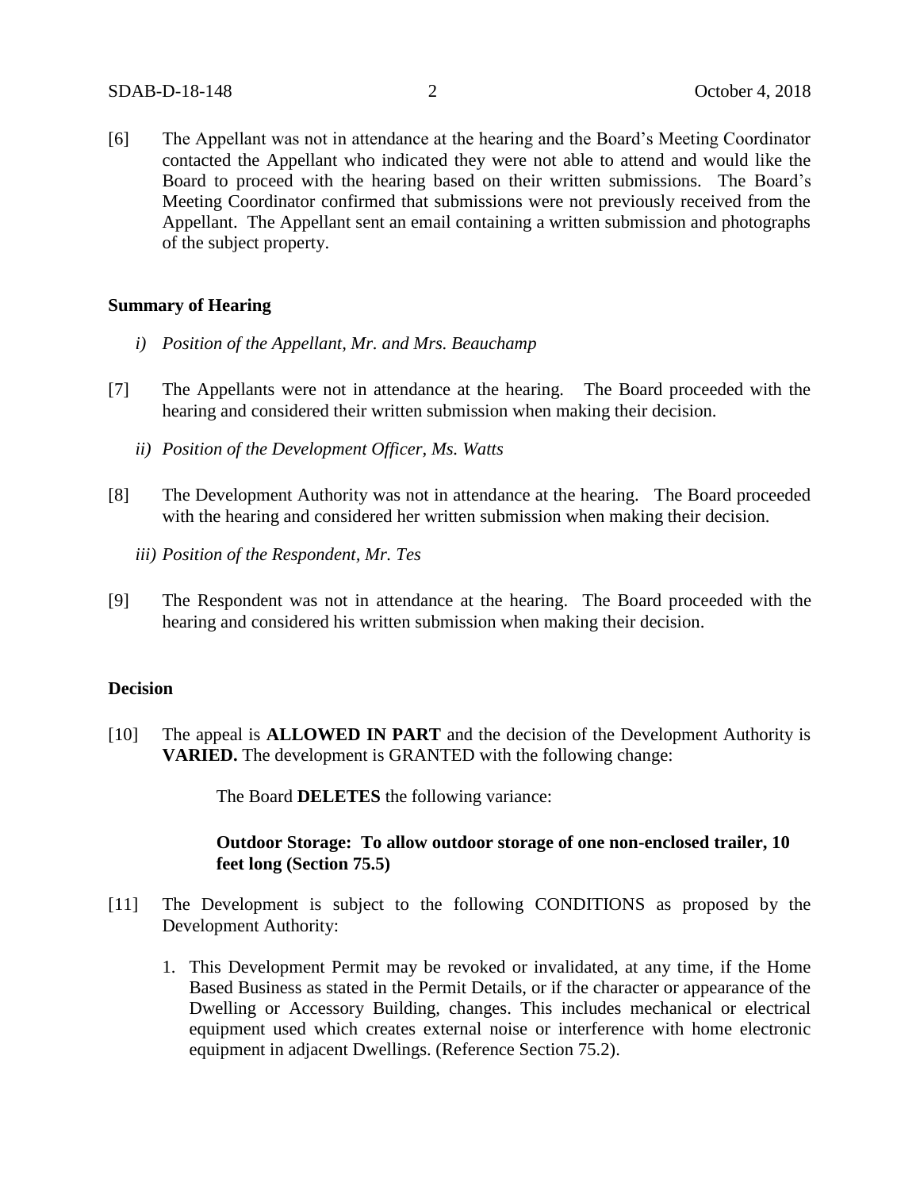[6] The Appellant was not in attendance at the hearing and the Board's Meeting Coordinator contacted the Appellant who indicated they were not able to attend and would like the Board to proceed with the hearing based on their written submissions. The Board's Meeting Coordinator confirmed that submissions were not previously received from the Appellant. The Appellant sent an email containing a written submission and photographs of the subject property.

## Summary of Hearing

*i) Position of the Appellant, Mr. and Mrs. Beauchamp*

[7] The Appellants were not in attendance at the hearing. The Board proceeded with the hearing and considered their written submission when making their decision.

*ii) Position of the Development Officer, Ms. Watts*

[8] The Development Authority was not in attendance at the hearing. The Board proceeded with the hearing and considered her written submission when making their decision.

*iii) Position of the Respondent, Mr. Tes*

[9] The Respondent was not in attendance at the hearing. The Board proceeded with the hearing and considered his written submission when making their decision.

## Decision

[10] The appeal is **ALLOWED IN PART** and the decision of the Development Authority is **VARIED.** The development is GRANTED with the following change:

The Board **DELETES** the following variance:

**Outdoor Storage: To allow outdoor storage of one non-enclosed trailer, 10 feet long (Section 75.5)**

[11] The Development is subject to the following CONDITIONS as proposed by the Development Authority:

1. This Development Permit may be revoked or invalidated, at any time, if the Home Based Business as stated in the Permit Details, or if the character or appearance of the Dwelling or Accessory Building, changes. This includes mechanical or electrical equipment used which creates external noise or interference with home electronic equipment in adjacent Dwellings. (Reference Section 75.2).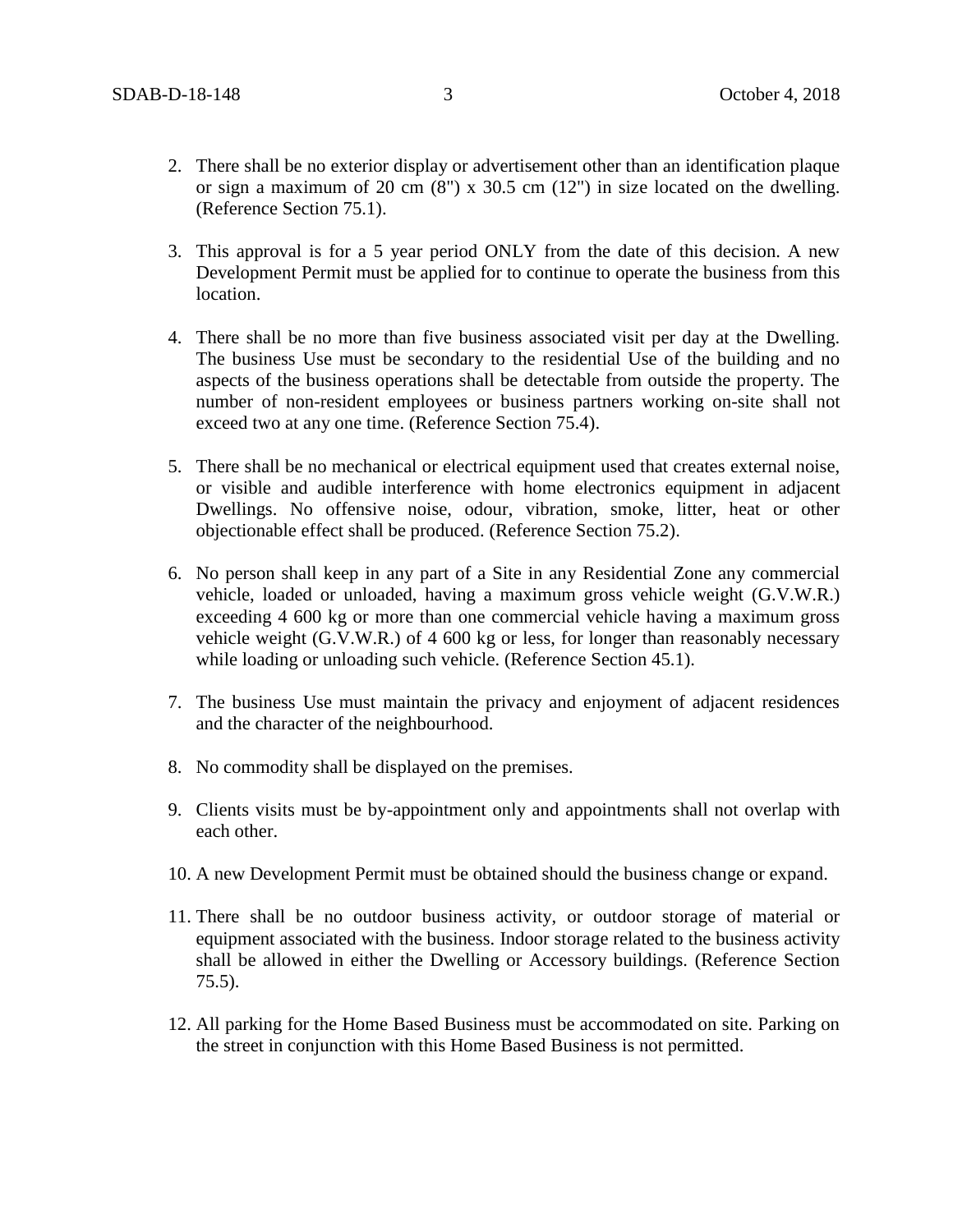2. There shall be no exterior display or advertisement other than an identification plaque or sign a maximum of 20 cm (8") x 30.5 cm (12") in size located on the dwelling. (Reference Section 75.1).

3. This approval is for a 5 year period ONLY from the date of this decision. A new Development Permit must be applied for to continue to operate the business from this location.

4. There shall be no more than five business associated visit per day at the Dwelling. The business Use must be secondary to the residential Use of the building and no aspects of the business operations shall be detectable from outside the property. The number of non-resident employees or business partners working on-site shall not exceed two at any one time. (Reference Section 75.4).

5. There shall be no mechanical or electrical equipment used that creates external noise, or visible and audible interference with home electronics equipment in adjacent Dwellings. No offensive noise, odour, vibration, smoke, litter, heat or other objectionable effect shall be produced. (Reference Section 75.2).

6. No person shall keep in any part of a Site in any Residential Zone any commercial vehicle, loaded or unloaded, having a maximum gross vehicle weight (G.V.W.R.) exceeding 4 600 kg or more than one commercial vehicle having a maximum gross vehicle weight (G.V.W.R.) of 4 600 kg or less, for longer than reasonably necessary while loading or unloading such vehicle. (Reference Section 45.1).

7. The business Use must maintain the privacy and enjoyment of adjacent residences and the character of the neighbourhood.

8. No commodity shall be displayed on the premises.

9. Clients visits must be by-appointment only and appointments shall not overlap with each other.

10. A new Development Permit must be obtained should the business change or expand.

11. There shall be no outdoor business activity, or outdoor storage of material or equipment associated with the business. Indoor storage related to the business activity shall be allowed in either the Dwelling or Accessory buildings. (Reference Section 75.5).

12. All parking for the Home Based Business must be accommodated on site. Parking on the street in conjunction with this Home Based Business is not permitted.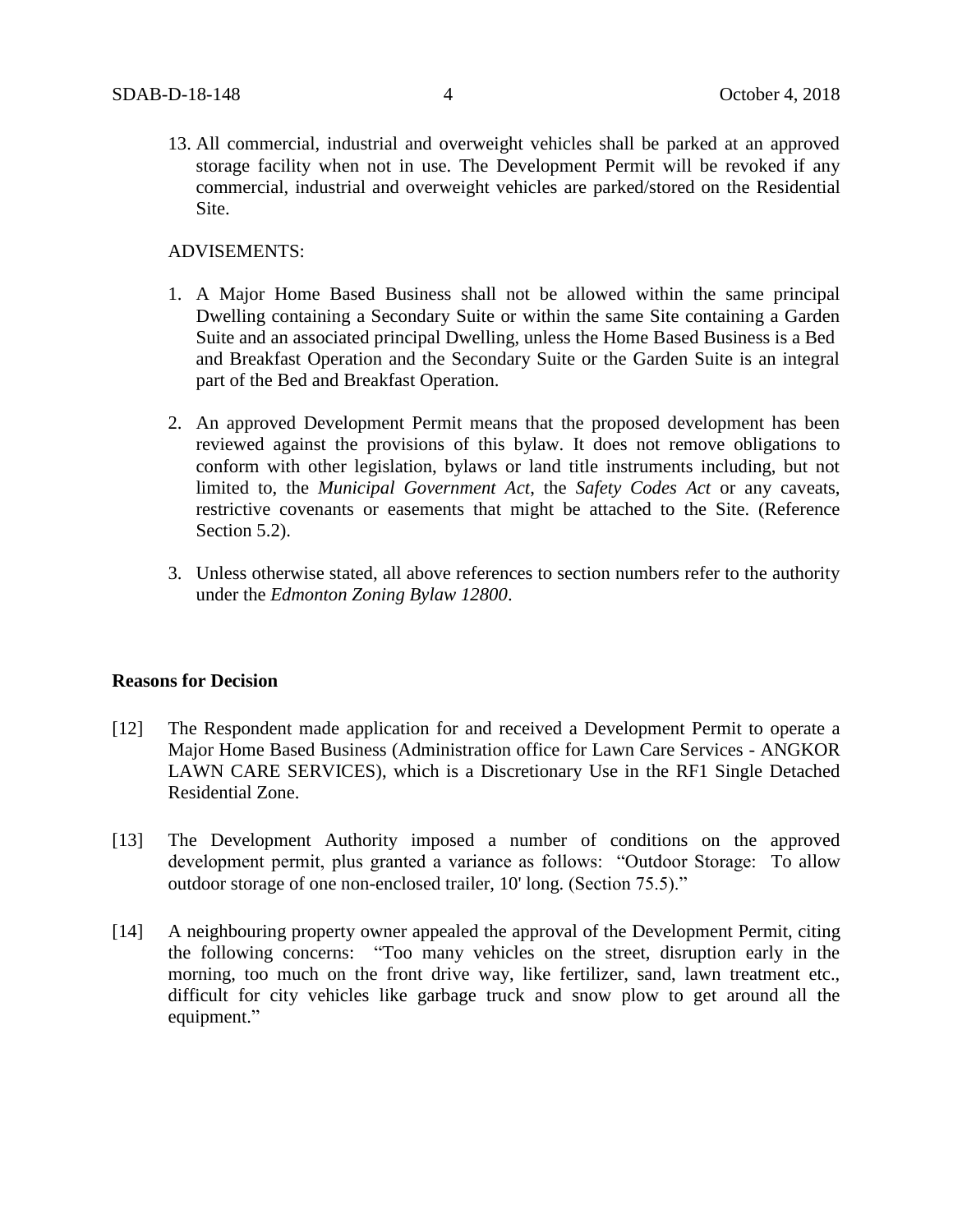13. All commercial, industrial and overweight vehicles shall be parked at an approved storage facility when not in use. The Development Permit will be revoked if any commercial, industrial and overweight vehicles are parked/stored on the Residential Site.

ADVISEMENTS:

1. A Major Home Based Business shall not be allowed within the same principal Dwelling containing a Secondary Suite or within the same Site containing a Garden Suite and an associated principal Dwelling, unless the Home Based Business is a Bed and Breakfast Operation and the Secondary Suite or the Garden Suite is an integral part of the Bed and Breakfast Operation.

2. An approved Development Permit means that the proposed development has been reviewed against the provisions of this bylaw. It does not remove obligations to conform with other legislation, bylaws or land title instruments including, but not limited to, the *Municipal Government Act*, the *Safety Codes Act* or any caveats, restrictive covenants or easements that might be attached to the Site. (Reference Section 5.2).

3. Unless otherwise stated, all above references to section numbers refer to the authority under the *Edmonton Zoning Bylaw 12800*.

**Reasons for Decision**

[12] The Respondent made application for and received a Development Permit to operate a Major Home Based Business (Administration office for Lawn Care Services - ANGKOR LAWN CARE SERVICES), which is a Discretionary Use in the RF1 Single Detached Residential Zone.

[13] The Development Authority imposed a number of conditions on the approved development permit, plus granted a variance as follows: "Outdoor Storage: To allow outdoor storage of one non-enclosed trailer, 10' long. (Section 75.5)."

[14] A neighbouring property owner appealed the approval of the Development Permit, citing the following concerns: "Too many vehicles on the street, disruption early in the morning, too much on the front drive way, like fertilizer, sand, lawn treatment etc., difficult for city vehicles like garbage truck and snow plow to get around all the equipment."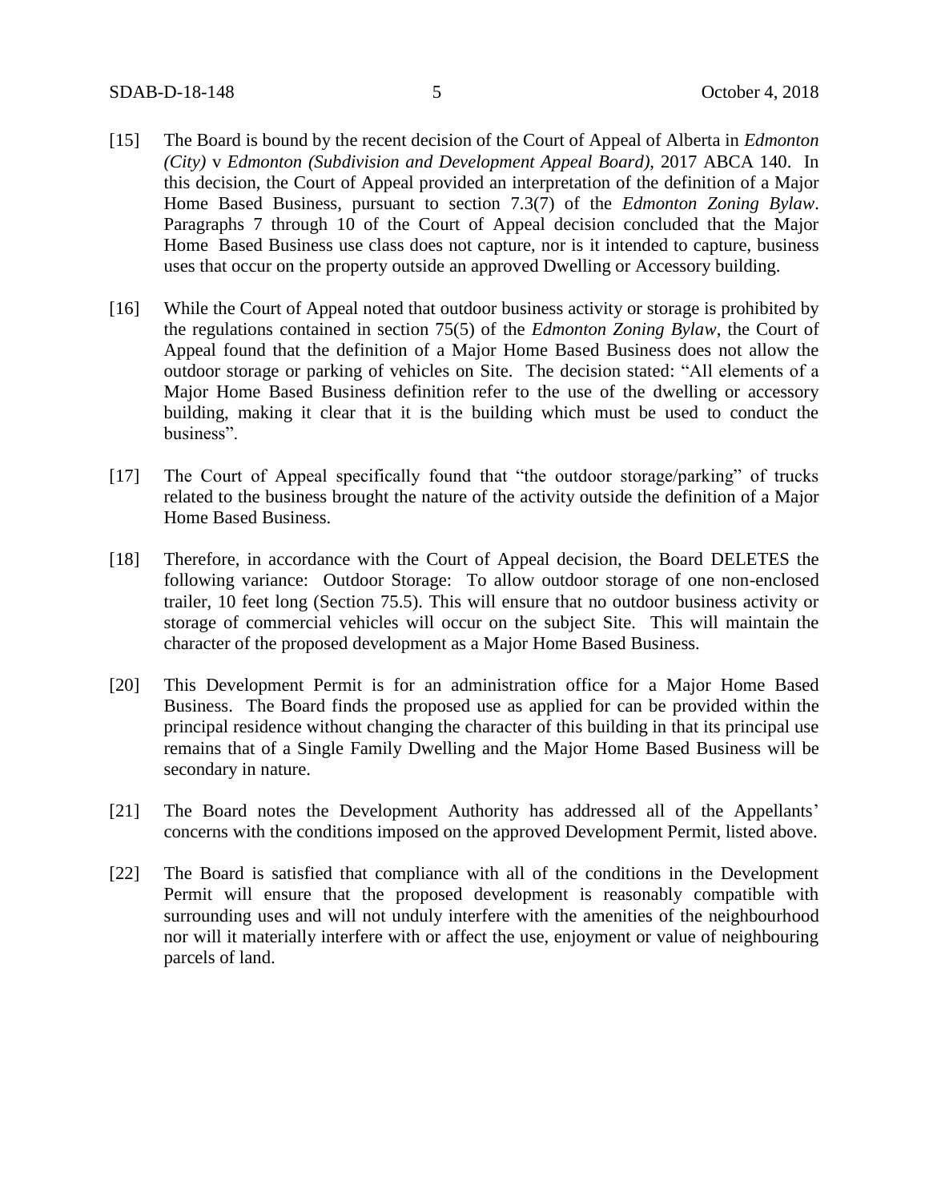[15] The Board is bound by the recent decision of the Court of Appeal of Alberta in *Edmonton (City)* v *Edmonton (Subdivision and Development Appeal Board)*, 2017 ABCA 140. In this decision, the Court of Appeal provided an interpretation of the definition of a Major Home Based Business, pursuant to section 7.3(7) of the *Edmonton Zoning Bylaw*. Paragraphs 7 through 10 of the Court of Appeal decision concluded that the Major Home Based Business use class does not capture, nor is it intended to capture, business uses that occur on the property outside an approved Dwelling or Accessory building.

[16] While the Court of Appeal noted that outdoor business activity or storage is prohibited by the regulations contained in section 75(5) of the *Edmonton Zoning Bylaw*, the Court of Appeal found that the definition of a Major Home Based Business does not allow the outdoor storage or parking of vehicles on Site. The decision stated: "All elements of a Major Home Based Business definition refer to the use of the dwelling or accessory building, making it clear that it is the building which must be used to conduct the business".

[17] The Court of Appeal specifically found that "the outdoor storage/parking" of trucks related to the business brought the nature of the activity outside the definition of a Major Home Based Business.

[18] Therefore, in accordance with the Court of Appeal decision, the Board DELETES the following variance: Outdoor Storage: To allow outdoor storage of one non-enclosed trailer, 10 feet long (Section 75.5). This will ensure that no outdoor business activity or storage of commercial vehicles will occur on the subject Site. This will maintain the character of the proposed development as a Major Home Based Business.

[20] This Development Permit is for an administration office for a Major Home Based Business. The Board finds the proposed use as applied for can be provided within the principal residence without changing the character of this building in that its principal use remains that of a Single Family Dwelling and the Major Home Based Business will be secondary in nature.

[21] The Board notes the Development Authority has addressed all of the Appellants' concerns with the conditions imposed on the approved Development Permit, listed above.

[22] The Board is satisfied that compliance with all of the conditions in the Development Permit will ensure that the proposed development is reasonably compatible with surrounding uses and will not unduly interfere with the amenities of the neighbourhood nor will it materially interfere with or affect the use, enjoyment or value of neighbouring parcels of land.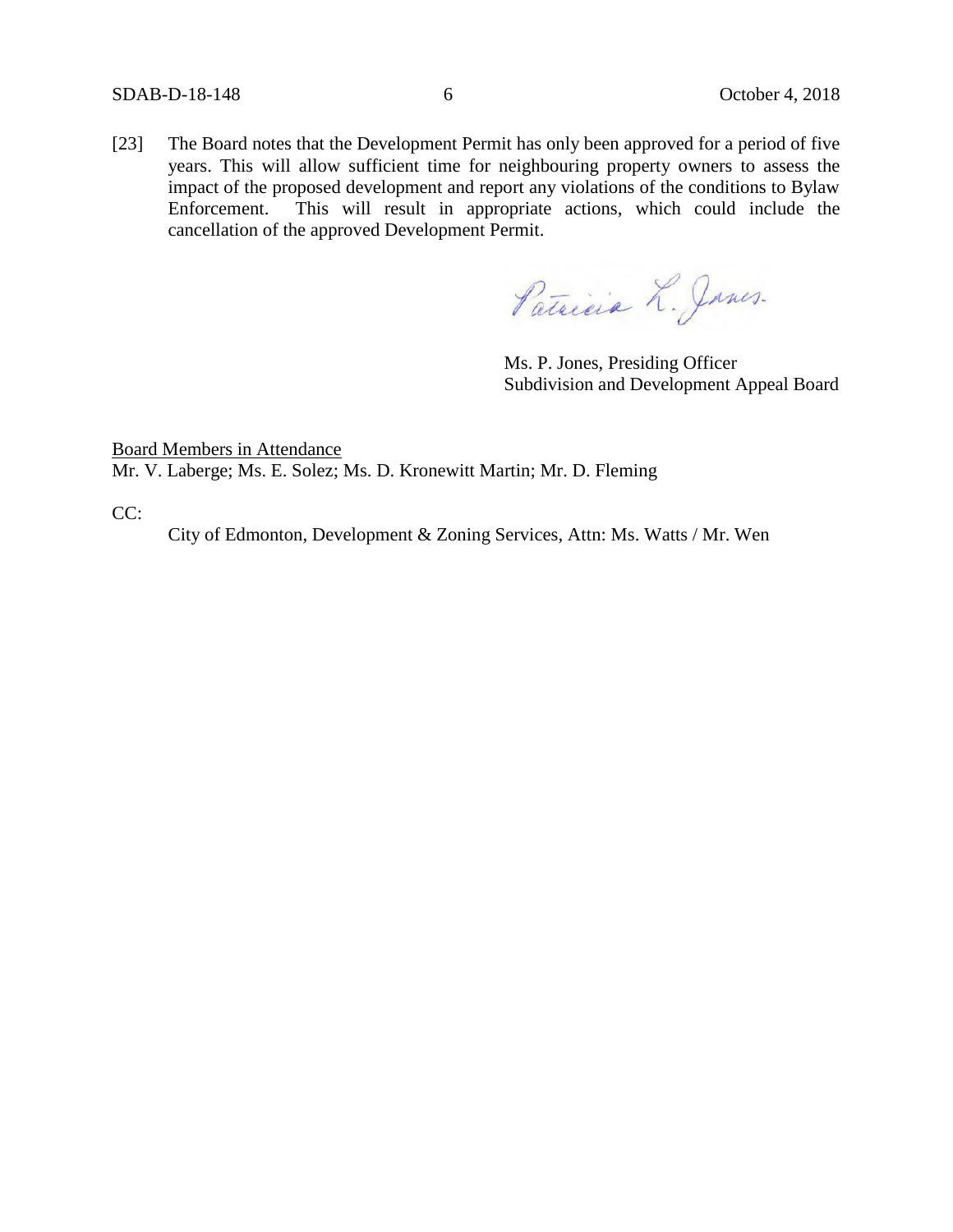[23] The Board notes that the Development Permit has only been approved for a period of five years. This will allow sufficient time for neighbouring property owners to assess the impact of the proposed development and report any violations of the conditions to Bylaw Enforcement. This will result in appropriate actions, which could include the cancellation of the approved Development Permit.

Ms. P. Jones, Presiding Officer
Subdivision and Development Appeal Board

Board Members in Attendance
Mr. V. Laberge; Ms. E. Solez; Ms. D. Kronewitt Martin; Mr. D. Fleming

CC:

City of Edmonton, Development & Zoning Services, Attn: Ms. Watts / Mr. Wen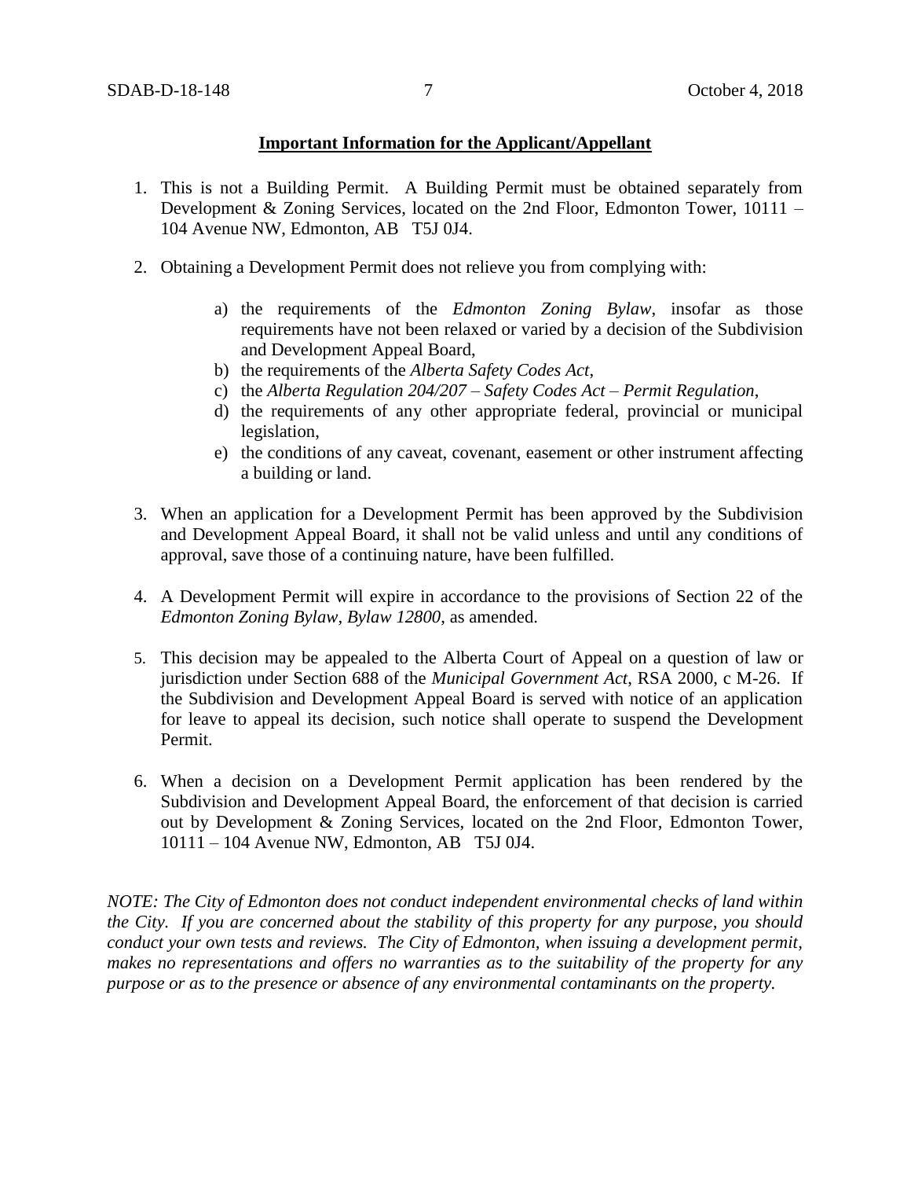**Important Information for the Applicant/Appellant**

1. This is not a Building Permit. A Building Permit must be obtained separately from Development & Zoning Services, located on the 2nd Floor, Edmonton Tower, 10111 – 104 Avenue NW, Edmonton, AB T5J 0J4.

2. Obtaining a Development Permit does not relieve you from complying with:

    a) the requirements of the *Edmonton Zoning Bylaw*, insofar as those requirements have not been relaxed or varied by a decision of the Subdivision and Development Appeal Board,
    b) the requirements of the *Alberta Safety Codes Act*,
    c) the *Alberta Regulation 204/207 – Safety Codes Act – Permit Regulation*,
    d) the requirements of any other appropriate federal, provincial or municipal legislation,
    e) the conditions of any caveat, covenant, easement or other instrument affecting a building or land.

3. When an application for a Development Permit has been approved by the Subdivision and Development Appeal Board, it shall not be valid unless and until any conditions of approval, save those of a continuing nature, have been fulfilled.

4. A Development Permit will expire in accordance to the provisions of Section 22 of the *Edmonton Zoning Bylaw, Bylaw 12800*, as amended.

5. This decision may be appealed to the Alberta Court of Appeal on a question of law or jurisdiction under Section 688 of the *Municipal Government Act*, RSA 2000, c M-26. If the Subdivision and Development Appeal Board is served with notice of an application for leave to appeal its decision, such notice shall operate to suspend the Development Permit.

6. When a decision on a Development Permit application has been rendered by the Subdivision and Development Appeal Board, the enforcement of that decision is carried out by Development & Zoning Services, located on the 2nd Floor, Edmonton Tower, 10111 – 104 Avenue NW, Edmonton, AB T5J 0J4.

*NOTE: The City of Edmonton does not conduct independent environmental checks of land within the City. If you are concerned about the stability of this property for any purpose, you should conduct your own tests and reviews. The City of Edmonton, when issuing a development permit, makes no representations and offers no warranties as to the suitability of the property for any purpose or as to the presence or absence of any environmental contaminants on the property.*